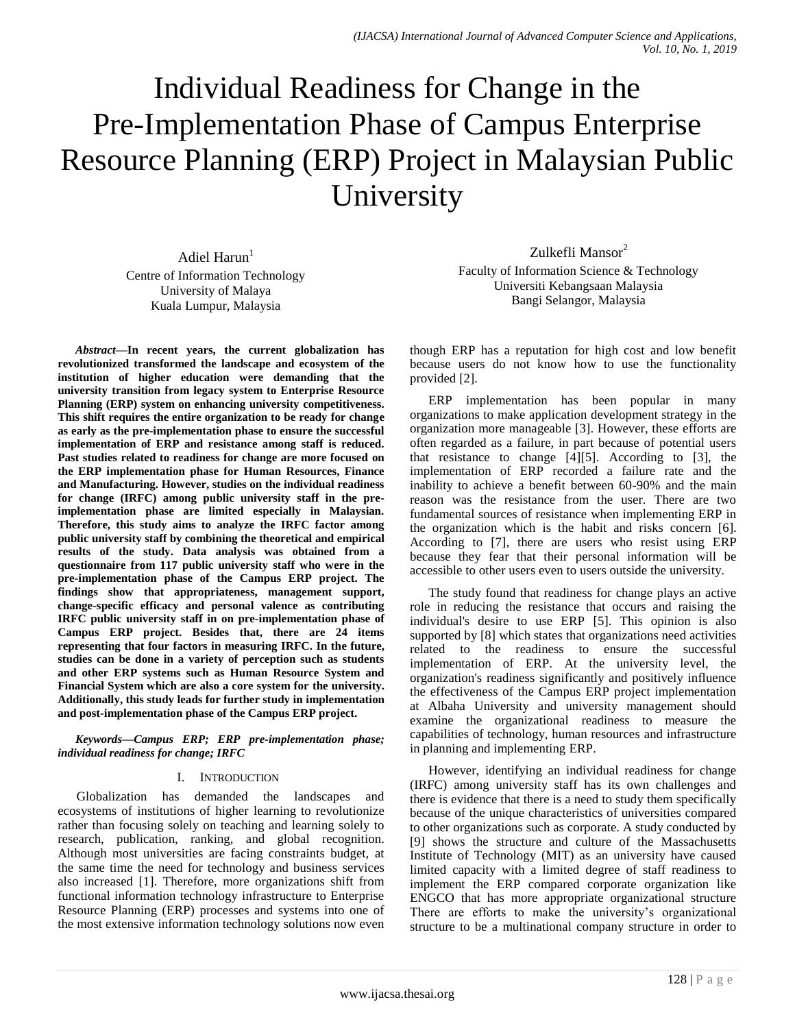// Individual Readiness for Change in the Pre-Implementation Phase of Campus Enterprise Resource Planning (ERP) Project in Malaysian Public University

Adiel Harun[1]
Centre of Information Technology
University of Malaya
Kuala Lumpur, Malaysia

Zulkefli Mansor[2]
Faculty of Information Science & Technology
Universiti Kebangsaan Malaysia
Bangi Selangor, Malaysia

***Abstract*—In recent years, the current globalization has revolutionized transformed the landscape and ecosystem of the institution of higher education were demanding that the university transition from legacy system to Enterprise Resource Planning (ERP) system on enhancing university competitiveness. This shift requires the entire organization to be ready for change as early as the pre-implementation phase to ensure the successful implementation of ERP and resistance among staff is reduced. Past studies related to readiness for change are more focused on the ERP implementation phase for Human Resources, Finance and Manufacturing. However, studies on the individual readiness for change (IRFC) among public university staff in the pre-implementation phase are limited especially in Malaysian. Therefore, this study aims to analyze the IRFC factor among public university staff by combining the theoretical and empirical results of the study. Data analysis was obtained from a questionnaire from 117 public university staff who were in the pre-implementation phase of the Campus ERP project. The findings show that appropriateness, management support, change-specific efficacy and personal valence as contributing IRFC public university staff in on pre-implementation phase of Campus ERP project. Besides that, there are 24 items representing that four factors in measuring IRFC. In the future, studies can be done in a variety of perception such as students and other ERP systems such as Human Resource System and Financial System which are also a core system for the university. Additionally, this study leads for further study in implementation and post-implementation phase of the Campus ERP project.**

***Keywords*—Campus ERP; ERP pre-implementation phase; individual readiness for change; IRFC**

## I. Introduction

Globalization has demanded the landscapes and ecosystems of institutions of higher learning to revolutionize rather than focusing solely on teaching and learning solely to research, publication, ranking, and global recognition. Although most universities are facing constraints budget, at the same time the need for technology and business services also increased [1]. Therefore, more organizations shift from functional information technology infrastructure to Enterprise Resource Planning (ERP) processes and systems into one of the most extensive information technology solutions now even though ERP has a reputation for high cost and low benefit because users do not know how to use the functionality provided [2].

ERP implementation has been popular in many organizations to make application development strategy in the organization more manageable [3]. However, these efforts are often regarded as a failure, in part because of potential users that resistance to change [4][5]. According to [3], the implementation of ERP recorded a failure rate and the inability to achieve a benefit between 60-90% and the main reason was the resistance from the user. There are two fundamental sources of resistance when implementing ERP in the organization which is the habit and risks concern [6]. According to [7], there are users who resist using ERP because they fear that their personal information will be accessible to other users even to users outside the university.

The study found that readiness for change plays an active role in reducing the resistance that occurs and raising the individual's desire to use ERP [5]. This opinion is also supported by [8] which states that organizations need activities related to the readiness to ensure the successful implementation of ERP. At the university level, the organization's readiness significantly and positively influence the effectiveness of the Campus ERP project implementation at Albaha University and university management should examine the organizational readiness to measure the capabilities of technology, human resources and infrastructure in planning and implementing ERP.

However, identifying an individual readiness for change (IRFC) among university staff has its own challenges and there is evidence that there is a need to study them specifically because of the unique characteristics of universities compared to other organizations such as corporate. A study conducted by [9] shows the structure and culture of the Massachusetts Institute of Technology (MIT) as an university have caused limited capacity with a limited degree of staff readiness to implement the ERP compared corporate organization like ENGCO that has more appropriate organizational structure There are efforts to make the university's organizational structure to be a multinational company structure in order to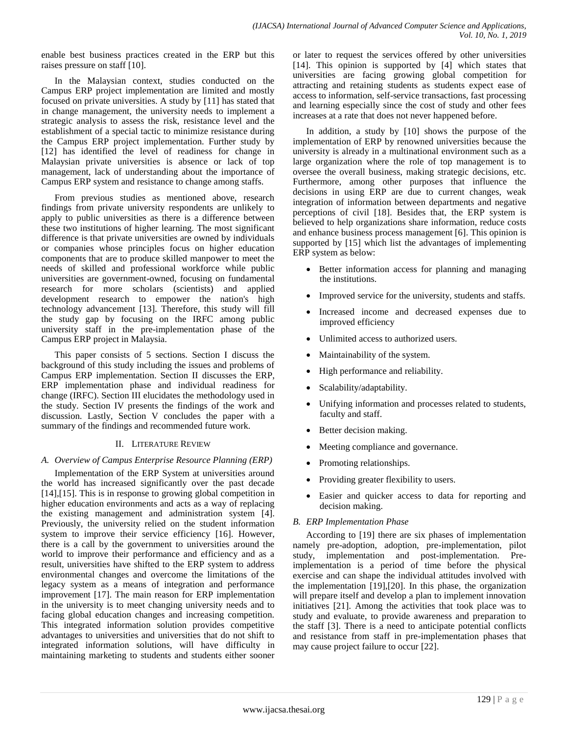enable best business practices created in the ERP but this raises pressure on staff [10].

In the Malaysian context, studies conducted on the Campus ERP project implementation are limited and mostly focused on private universities. A study by [11] has stated that in change management, the university needs to implement a strategic analysis to assess the risk, resistance level and the establishment of a special tactic to minimize resistance during the Campus ERP project implementation. Further study by [12] has identified the level of readiness for change in Malaysian private universities is absence or lack of top management, lack of understanding about the importance of Campus ERP system and resistance to change among staffs.

From previous studies as mentioned above, research findings from private university respondents are unlikely to apply to public universities as there is a difference between these two institutions of higher learning. The most significant difference is that private universities are owned by individuals or companies whose principles focus on higher education components that are to produce skilled manpower to meet the needs of skilled and professional workforce while public universities are government-owned, focusing on fundamental research for more scholars (scientists) and applied development research to empower the nation's high technology advancement [13]. Therefore, this study will fill the study gap by focusing on the IRFC among public university staff in the pre-implementation phase of the Campus ERP project in Malaysia.

This paper consists of 5 sections. Section I discuss the background of this study including the issues and problems of Campus ERP implementation. Section II discusses the ERP, ERP implementation phase and individual readiness for change (IRFC). Section III elucidates the methodology used in the study. Section IV presents the findings of the work and discussion. Lastly, Section V concludes the paper with a summary of the findings and recommended future work.

## II. Literature Review

### *A. Overview of Campus Enterprise Resource Planning (ERP)*

Implementation of the ERP System at universities around the world has increased significantly over the past decade [14],[15]. This is in response to growing global competition in higher education environments and acts as a way of replacing the existing management and administration system [4]. Previously, the university relied on the student information system to improve their service efficiency [16]. However, there is a call by the government to universities around the world to improve their performance and efficiency and as a result, universities have shifted to the ERP system to address environmental changes and overcome the limitations of the legacy system as a means of integration and performance improvement [17]. The main reason for ERP implementation in the university is to meet changing university needs and to facing global education changes and increasing competition. This integrated information solution provides competitive advantages to universities and universities that do not shift to integrated information solutions, will have difficulty in maintaining marketing to students and students either sooner or later to request the services offered by other universities [14]. This opinion is supported by [4] which states that universities are facing growing global competition for attracting and retaining students as students expect ease of access to information, self-service transactions, fast processing and learning especially since the cost of study and other fees increases at a rate that does not never happened before.

In addition, a study by [10] shows the purpose of the implementation of ERP by renowned universities because the university is already in a multinational environment such as a large organization where the role of top management is to oversee the overall business, making strategic decisions, etc. Furthermore, among other purposes that influence the decisions in using ERP are due to current changes, weak integration of information between departments and negative perceptions of civil [18]. Besides that, the ERP system is believed to help organizations share information, reduce costs and enhance business process management [6]. This opinion is supported by [15] which list the advantages of implementing ERP system as below:

- Better information access for planning and managing the institutions.
- Improved service for the university, students and staffs.
- Increased income and decreased expenses due to improved efficiency
- Unlimited access to authorized users.
- Maintainability of the system.
- High performance and reliability.
- Scalability/adaptability.
- Unifying information and processes related to students, faculty and staff.
- Better decision making.
- Meeting compliance and governance.
- Promoting relationships.
- Providing greater flexibility to users.
- Easier and quicker access to data for reporting and decision making.

### *B. ERP Implementation Phase*

According to [19] there are six phases of implementation namely pre-adoption, adoption, pre-implementation, pilot study, implementation and post-implementation. Pre-implementation is a period of time before the physical exercise and can shape the individual attitudes involved with the implementation [19],[20]. In this phase, the organization will prepare itself and develop a plan to implement innovation initiatives [21]. Among the activities that took place was to study and evaluate, to provide awareness and preparation to the staff [3]. There is a need to anticipate potential conflicts and resistance from staff in pre-implementation phases that may cause project failure to occur [22].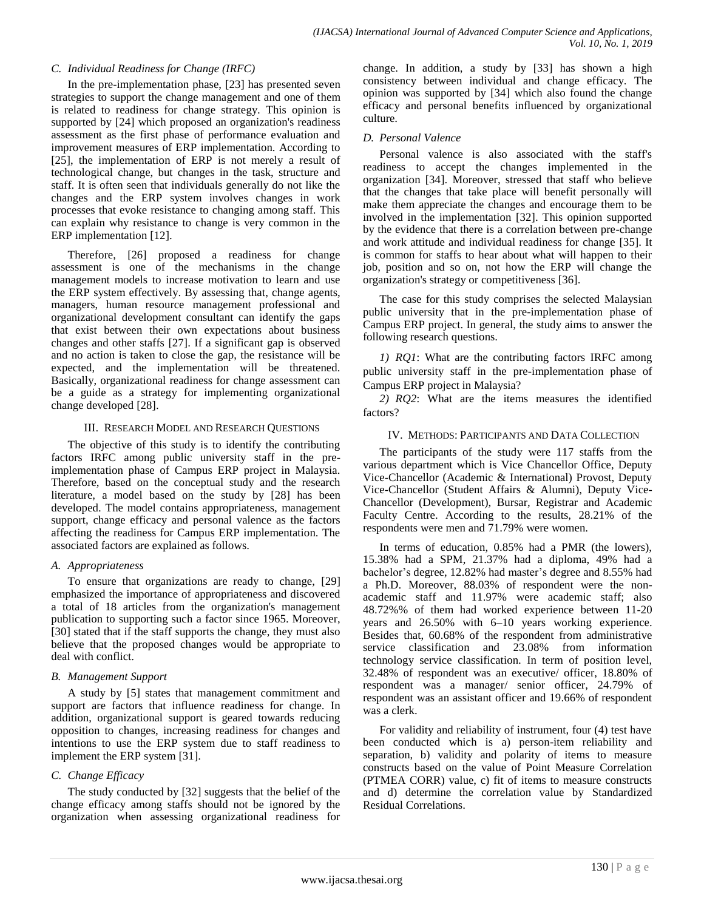### C. Individual Readiness for Change (IRFC)

In the pre-implementation phase, [23] has presented seven strategies to support the change management and one of them is related to readiness for change strategy. This opinion is supported by [24] which proposed an organization's readiness assessment as the first phase of performance evaluation and improvement measures of ERP implementation. According to [25], the implementation of ERP is not merely a result of technological change, but changes in the task, structure and staff. It is often seen that individuals generally do not like the changes and the ERP system involves changes in work processes that evoke resistance to changing among staff. This can explain why resistance to change is very common in the ERP implementation [12].

Therefore, [26] proposed a readiness for change assessment is one of the mechanisms in the change management models to increase motivation to learn and use the ERP system effectively. By assessing that, change agents, managers, human resource management professional and organizational development consultant can identify the gaps that exist between their own expectations about business changes and other staffs [27]. If a significant gap is observed and no action is taken to close the gap, the resistance will be expected, and the implementation will be threatened. Basically, organizational readiness for change assessment can be a guide as a strategy for implementing organizational change developed [28].

## III. Research Model and Research Questions

The objective of this study is to identify the contributing factors IRFC among public university staff in the pre-implementation phase of Campus ERP project in Malaysia. Therefore, based on the conceptual study and the research literature, a model based on the study by [28] has been developed. The model contains appropriateness, management support, change efficacy and personal valence as the factors affecting the readiness for Campus ERP implementation. The associated factors are explained as follows.

### A. Appropriateness

To ensure that organizations are ready to change, [29] emphasized the importance of appropriateness and discovered a total of 18 articles from the organization's management publication to supporting such a factor since 1965. Moreover, [30] stated that if the staff supports the change, they must also believe that the proposed changes would be appropriate to deal with conflict.

### B. Management Support

A study by [5] states that management commitment and support are factors that influence readiness for change. In addition, organizational support is geared towards reducing opposition to changes, increasing readiness for changes and intentions to use the ERP system due to staff readiness to implement the ERP system [31].

### C. Change Efficacy

The study conducted by [32] suggests that the belief of the change efficacy among staffs should not be ignored by the organization when assessing organizational readiness for change. In addition, a study by [33] has shown a high consistency between individual and change efficacy. The opinion was supported by [34] which also found the change efficacy and personal benefits influenced by organizational culture.

### D. Personal Valence

Personal valence is also associated with the staff's readiness to accept the changes implemented in the organization [34]. Moreover, stressed that staff who believe that the changes that take place will benefit personally will make them appreciate the changes and encourage them to be involved in the implementation [32]. This opinion supported by the evidence that there is a correlation between pre-change and work attitude and individual readiness for change [35]. It is common for staffs to hear about what will happen to their job, position and so on, not how the ERP will change the organization's strategy or competitiveness [36].

The case for this study comprises the selected Malaysian public university that in the pre-implementation phase of Campus ERP project. In general, the study aims to answer the following research questions.

*1) RQ1*: What are the contributing factors IRFC among public university staff in the pre-implementation phase of Campus ERP project in Malaysia?

*2) RQ2*: What are the items measures the identified factors?

## IV. Methods: Participants and Data Collection

The participants of the study were 117 staffs from the various department which is Vice Chancellor Office, Deputy Vice-Chancellor (Academic & International) Provost, Deputy Vice-Chancellor (Student Affairs & Alumni), Deputy Vice-Chancellor (Development), Bursar, Registrar and Academic Faculty Centre. According to the results, 28.21% of the respondents were men and 71.79% were women.

In terms of education, 0.85% had a PMR (the lowers), 15.38% had a SPM, 21.37% had a diploma, 49% had a bachelor's degree, 12.82% had master's degree and 8.55% had a Ph.D. Moreover, 88.03% of respondent were the non-academic staff and 11.97% were academic staff; also 48.72%% of them had worked experience between 11-20 years and 26.50% with 6–10 years working experience. Besides that, 60.68% of the respondent from administrative service classification and 23.08% from information technology service classification. In term of position level, 32.48% of respondent was an executive/ officer, 18.80% of respondent was a manager/ senior officer, 24.79% of respondent was an assistant officer and 19.66% of respondent was a clerk.

For validity and reliability of instrument, four (4) test have been conducted which is a) person-item reliability and separation, b) validity and polarity of items to measure constructs based on the value of Point Measure Correlation (PTMEA CORR) value, c) fit of items to measure constructs and d) determine the correlation value by Standardized Residual Correlations.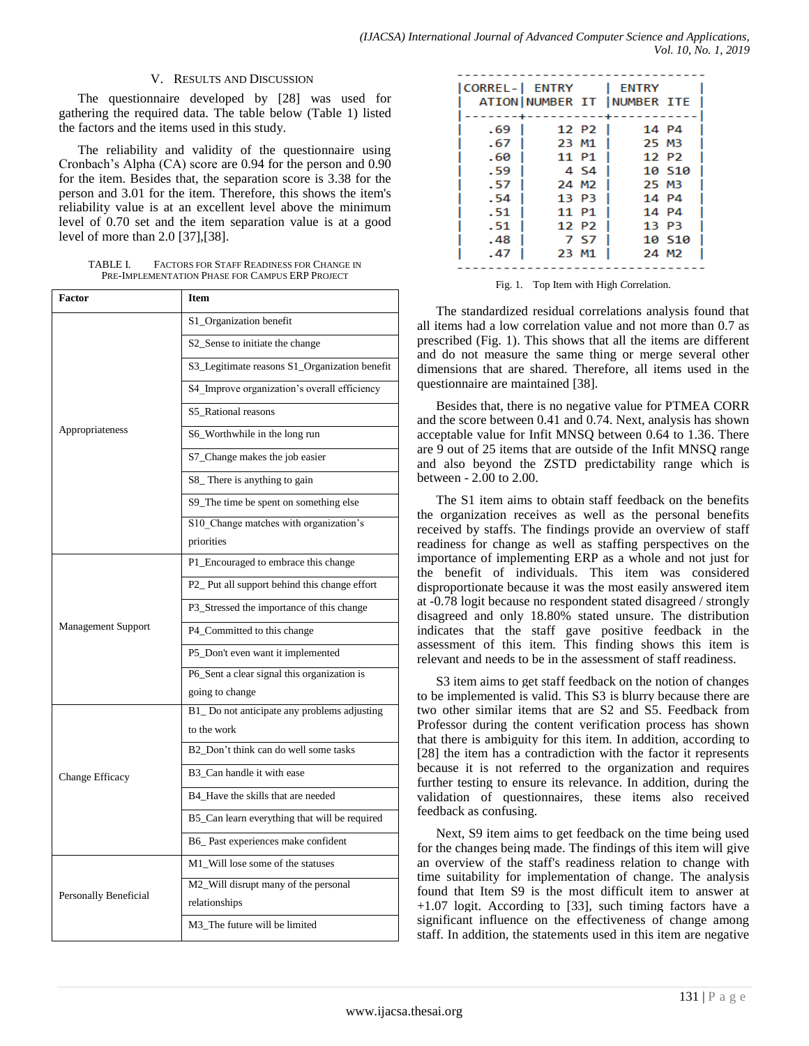## V. Results and Discussion

The questionnaire developed by [28] was used for gathering the required data. The table below (Table 1) listed the factors and the items used in this study.

The reliability and validity of the questionnaire using Cronbach's Alpha (CA) score are 0.94 for the person and 0.90 for the item. Besides that, the separation score is 3.38 for the person and 3.01 for the item. Therefore, this shows the item's reliability value is at an excellent level above the minimum level of 0.70 set and the item separation value is at a good level of more than 2.0 [37],[38].

TABLE I. Factors for Staff Readiness for Change in Pre-Implementation Phase for Campus ERP Project

| Factor | Item |
|---|---|
| Appropriateness | S1_Organization benefit |
| | S2_Sense to initiate the change |
| | S3_Legitimate reasons S1_Organization benefit |
| | S4_Improve organization's overall efficiency |
| | S5_Rational reasons |
| | S6_Worthwhile in the long run |
| | S7_Change makes the job easier |
| | S8_ There is anything to gain |
| | S9_The time be spent on something else |
| | S10_Change matches with organization's priorities |
| Management Support | P1_Encouraged to embrace this change |
| | P2_ Put all support behind this change effort |
| | P3_Stressed the importance of this change |
| | P4_Committed to this change |
| | P5_Don't even want it implemented |
| | P6_Sent a clear signal this organization is going to change |
| Change Efficacy | B1_ Do not anticipate any problems adjusting to the work |
| | B2_Don't think can do well some tasks |
| | B3_Can handle it with ease |
| | B4_Have the skills that are needed |
| | B5_Can learn everything that will be required |
| | B6_ Past experiences make confident |
| Personally Beneficial | M1_Will lose some of the statuses |
| | M2_Will disrupt many of the personal relationships |
| | M3_The future will be limited |

```
---------------------------------
|CORREL-| ENTRY      | ENTRY      |
| ATION|NUMBER IT |NUMBER ITE |
|-------+-----------+-----------|
|   .69 |    12 P2  |    14 P4  |
|   .67 |    23 M1  |    25 M3  |
|   .60 |    11 P1  |    12 P2  |
|   .59 |     4 S4  |    10 S10 |
|   .57 |    24 M2  |    25 M3  |
|   .54 |    13 P3  |    14 P4  |
|   .51 |    11 P1  |    14 P4  |
|   .51 |    12 P2  |    13 P3  |
|   .48 |     7 S7  |    10 S10 |
|   .47 |    23 M1  |    24 M2  |
---------------------------------
```

Fig. 1. Top Item with High Correlation.

The standardized residual correlations analysis found that all items had a low correlation value and not more than 0.7 as prescribed (Fig. 1). This shows that all the items are different and do not measure the same thing or merge several other dimensions that are shared. Therefore, all items used in the questionnaire are maintained [38].

Besides that, there is no negative value for PTMEA CORR and the score between 0.41 and 0.74. Next, analysis has shown acceptable value for Infit MNSQ between 0.64 to 1.36. There are 9 out of 25 items that are outside of the Infit MNSQ range and also beyond the ZSTD predictability range which is between - 2.00 to 2.00.

The S1 item aims to obtain staff feedback on the benefits the organization receives as well as the personal benefits received by staffs. The findings provide an overview of staff readiness for change as well as staffing perspectives on the importance of implementing ERP as a whole and not just for the benefit of individuals. This item was considered disproportionate because it was the most easily answered item at -0.78 logit because no respondent stated disagreed / strongly disagreed and only 18.80% stated unsure. The distribution indicates that the staff gave positive feedback in the assessment of this item. This finding shows this item is relevant and needs to be in the assessment of staff readiness.

S3 item aims to get staff feedback on the notion of changes to be implemented is valid. This S3 is blurry because there are two other similar items that are S2 and S5. Feedback from Professor during the content verification process has shown that there is ambiguity for this item. In addition, according to [28] the item has a contradiction with the factor it represents because it is not referred to the organization and requires further testing to ensure its relevance. In addition, during the validation of questionnaires, these items also received feedback as confusing.

Next, S9 item aims to get feedback on the time being used for the changes being made. The findings of this item will give an overview of the staff's readiness relation to change with time suitability for implementation of change. The analysis found that Item S9 is the most difficult item to answer at +1.07 logit. According to [33], such timing factors have a significant influence on the effectiveness of change among staff. In addition, the statements used in this item are negative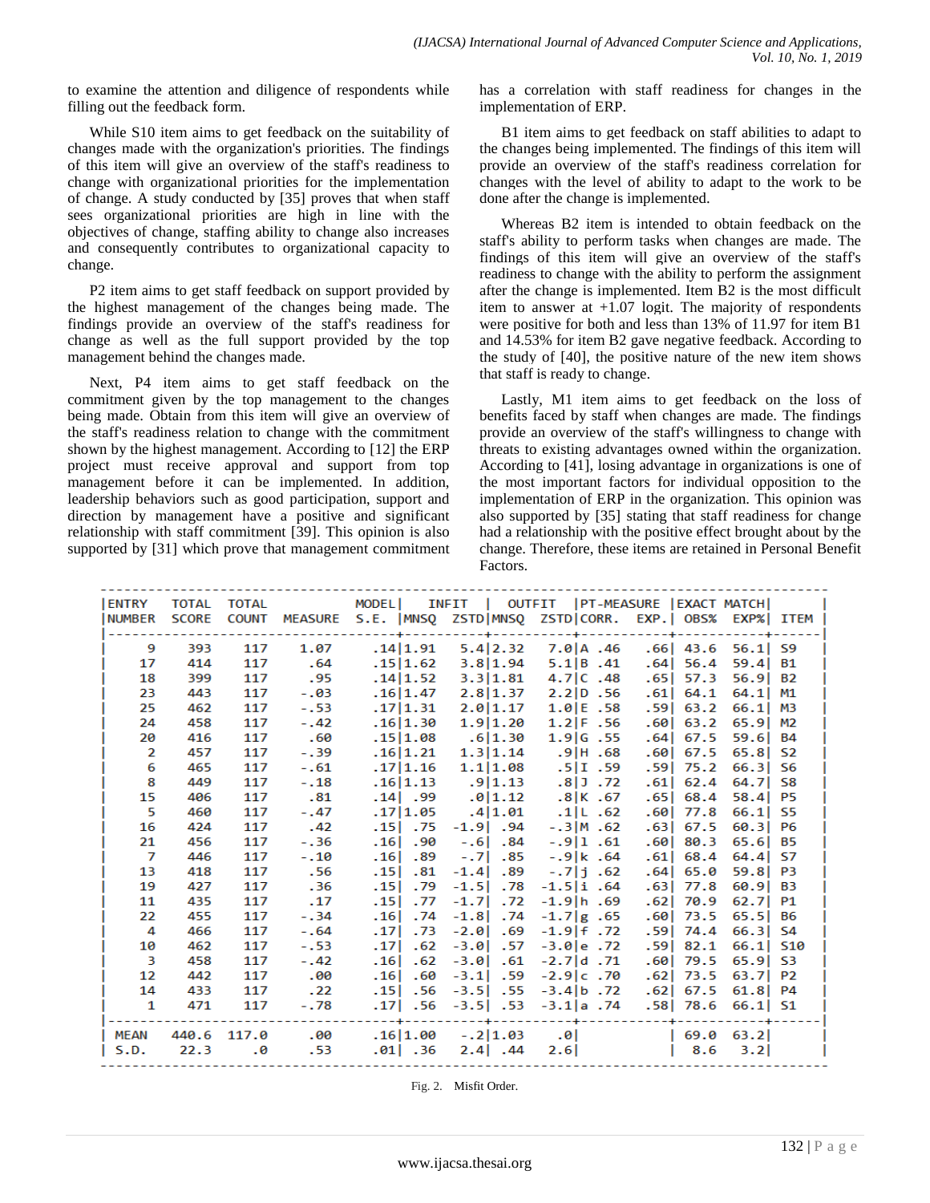to examine the attention and diligence of respondents while filling out the feedback form.

While S10 item aims to get feedback on the suitability of changes made with the organization's priorities. The findings of this item will give an overview of the staff's readiness to change with organizational priorities for the implementation of change. A study conducted by [35] proves that when staff sees organizational priorities are high in line with the objectives of change, staffing ability to change also increases and consequently contributes to organizational capacity to change.

P2 item aims to get staff feedback on support provided by the highest management of the changes being made. The findings provide an overview of the staff's readiness for change as well as the full support provided by the top management behind the changes made.

Next, P4 item aims to get staff feedback on the commitment given by the top management to the changes being made. Obtain from this item will give an overview of the staff's readiness relation to change with the commitment shown by the highest management. According to [12] the ERP project must receive approval and support from top management before it can be implemented. In addition, leadership behaviors such as good participation, support and direction by management have a positive and significant relationship with staff commitment [39]. This opinion is also supported by [31] which prove that management commitment has a correlation with staff readiness for changes in the implementation of ERP.

B1 item aims to get feedback on staff abilities to adapt to the changes being implemented. The findings of this item will provide an overview of the staff's readiness correlation for changes with the level of ability to adapt to the work to be done after the change is implemented.

Whereas B2 item is intended to obtain feedback on the staff's ability to perform tasks when changes are made. The findings of this item will give an overview of the staff's readiness to change with the ability to perform the assignment after the change is implemented. Item B2 is the most difficult item to answer at +1.07 logit. The majority of respondents were positive for both and less than 13% of 11.97 for item B1 and 14.53% for item B2 gave negative feedback. According to the study of [40], the positive nature of the new item shows that staff is ready to change.

Lastly, M1 item aims to get feedback on the loss of benefits faced by staff when changes are made. The findings provide an overview of the staff's willingness to change with threats to existing advantages owned within the organization. According to [41], losing advantage in organizations is one of the most important factors for individual opposition to the implementation of ERP in the organization. This opinion was also supported by [35] stating that staff readiness for change had a relationship with the positive effect brought about by the change. Therefore, these items are retained in Personal Benefit Factors.

| ENTRY NUMBER | TOTAL SCORE | TOTAL COUNT | MEASURE | MODEL S.E. | INFIT MNSQ | INFIT ZSTD | OUTFIT MNSQ | OUTFIT ZSTD | PT-MEASURE CORR. | PT-MEASURE EXP. | EXACT MATCH OBS% | EXACT MATCH EXP% | ITEM |
|---|---|---|---|---|---|---|---|---|---|---|---|---|---|
| 9 | 393 | 117 | 1.07 | .14 | 1.91 | 5.4 | 2.32 | 7.0 | A .46 | .66 | 43.6 | 56.1 | S9 |
| 17 | 414 | 117 | .64 | .15 | 1.62 | 3.8 | 1.94 | 5.1 | B .41 | .64 | 56.4 | 59.4 | B1 |
| 18 | 399 | 117 | .95 | .14 | 1.52 | 3.3 | 1.81 | 4.7 | C .48 | .65 | 57.3 | 56.9 | B2 |
| 23 | 443 | 117 | -.03 | .16 | 1.47 | 2.8 | 1.37 | 2.2 | D .56 | .61 | 64.1 | 64.1 | M1 |
| 25 | 462 | 117 | -.53 | .17 | 1.31 | 2.0 | 1.17 | 1.0 | E .58 | .59 | 63.2 | 66.1 | M3 |
| 24 | 458 | 117 | -.42 | .16 | 1.30 | 1.9 | 1.20 | 1.2 | F .56 | .60 | 63.2 | 65.9 | M2 |
| 20 | 416 | 117 | .60 | .15 | 1.08 | .6 | 1.30 | 1.9 | G .55 | .64 | 67.5 | 59.6 | B4 |
| 2 | 457 | 117 | -.39 | .16 | 1.21 | 1.3 | 1.14 | .9 | H .68 | .60 | 67.5 | 65.8 | S2 |
| 6 | 465 | 117 | -.61 | .17 | 1.16 | 1.1 | 1.08 | .5 | I .59 | .59 | 75.2 | 66.3 | S6 |
| 8 | 449 | 117 | -.18 | .16 | 1.13 | .9 | 1.13 | .8 | J .72 | .61 | 62.4 | 64.7 | S8 |
| 15 | 406 | 117 | .81 | .14 | .99 | .0 | 1.12 | .8 | K .67 | .65 | 68.4 | 58.4 | P5 |
| 5 | 460 | 117 | -.47 | .17 | 1.05 | .4 | 1.01 | .1 | L .62 | .60 | 77.8 | 66.1 | S5 |
| 16 | 424 | 117 | .42 | .15 | .75 | -1.9 | .94 | -.3 | M .62 | .63 | 67.5 | 60.3 | P6 |
| 21 | 456 | 117 | -.36 | .16 | .90 | -.6 | .84 | -.9 | l .61 | .60 | 80.3 | 65.6 | B5 |
| 7 | 446 | 117 | -.10 | .16 | .89 | -.7 | .85 | -.9 | k .64 | .61 | 68.4 | 64.4 | S7 |
| 13 | 418 | 117 | .56 | .15 | .81 | -1.4 | .89 | -.7 | j .62 | .64 | 65.0 | 59.8 | P3 |
| 19 | 427 | 117 | .36 | .15 | .79 | -1.5 | .78 | -1.5 | i .64 | .63 | 77.8 | 60.9 | B3 |
| 11 | 435 | 117 | .17 | .15 | .77 | -1.7 | .72 | -1.9 | h .69 | .62 | 70.9 | 62.7 | P1 |
| 22 | 455 | 117 | -.34 | .16 | .74 | -1.8 | .74 | -1.7 | g .65 | .60 | 73.5 | 65.5 | B6 |
| 4 | 466 | 117 | -.64 | .17 | .73 | -2.0 | .69 | -1.9 | f .72 | .59 | 74.4 | 66.3 | S4 |
| 10 | 462 | 117 | -.53 | .17 | .62 | -3.0 | .57 | -3.0 | e .72 | .59 | 82.1 | 66.1 | S10 |
| 3 | 458 | 117 | -.42 | .16 | .62 | -3.0 | .61 | -2.7 | d .71 | .60 | 79.5 | 65.9 | S3 |
| 12 | 442 | 117 | .00 | .16 | .60 | -3.1 | .59 | -2.9 | c .70 | .62 | 73.5 | 63.7 | P2 |
| 14 | 433 | 117 | .22 | .15 | .56 | -3.5 | .55 | -3.4 | b .72 | .62 | 67.5 | 61.8 | P4 |
| 1 | 471 | 117 | -.78 | .17 | .56 | -3.5 | .53 | -3.1 | a .74 | .58 | 78.6 | 66.1 | S1 |
| MEAN | 440.6 | 117.0 | .00 | .16 | 1.00 | -.2 | 1.03 | .0 | | | 69.0 | 63.2 | |
| S.D. | 22.3 | .0 | .53 | .01 | .36 | 2.4 | .44 | 2.6 | | | 8.6 | 3.2 | |

Fig. 2. Misfit Order.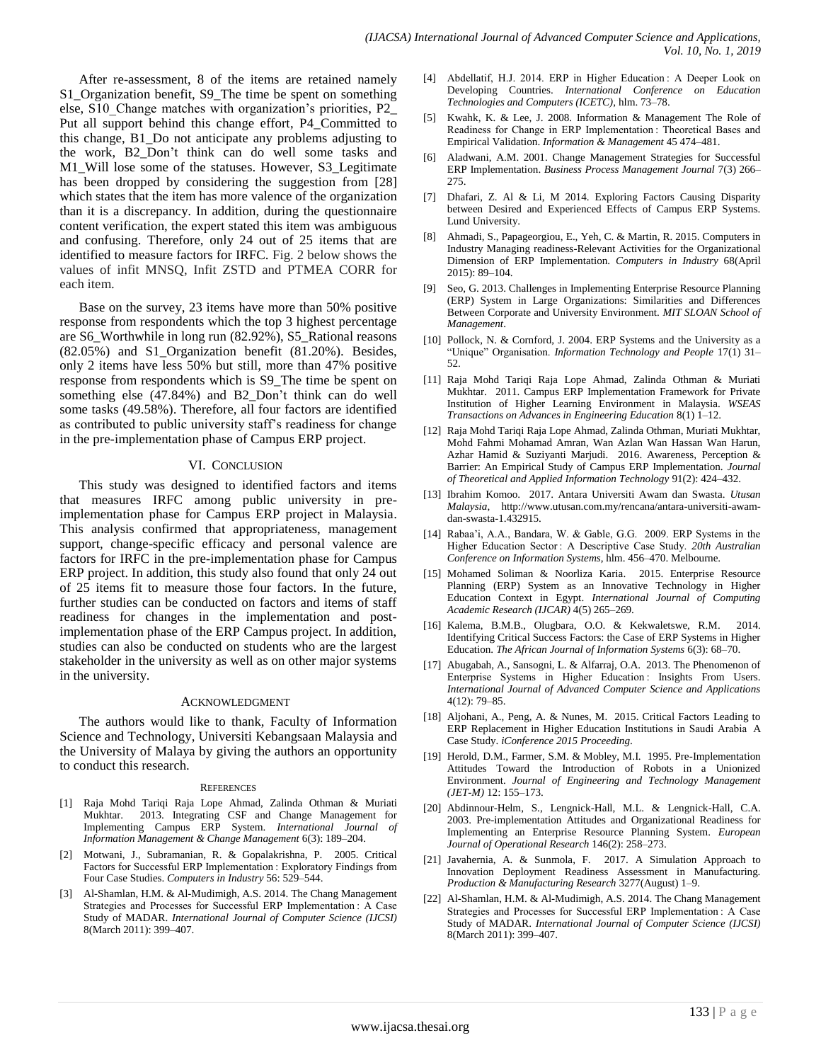After re-assessment, 8 of the items are retained namely S1_Organization benefit, S9_The time be spent on something else, S10_Change matches with organization's priorities, P2_ Put all support behind this change effort, P4_Committed to this change, B1_Do not anticipate any problems adjusting to the work, B2_Don't think can do well some tasks and M1_Will lose some of the statuses. However, S3_Legitimate has been dropped by considering the suggestion from [28] which states that the item has more valence of the organization than it is a discrepancy. In addition, during the questionnaire content verification, the expert stated this item was ambiguous and confusing. Therefore, only 24 out of 25 items that are identified to measure factors for IRFC. Fig. 2 below shows the values of infit MNSQ, Infit ZSTD and PTMEA CORR for each item.

Base on the survey, 23 items have more than 50% positive response from respondents which the top 3 highest percentage are S6_Worthwhile in long run (82.92%), S5_Rational reasons (82.05%) and S1_Organization benefit (81.20%). Besides, only 2 items have less 50% but still, more than 47% positive response from respondents which is S9_The time be spent on something else (47.84%) and B2_Don't think can do well some tasks (49.58%). Therefore, all four factors are identified as contributed to public university staff's readiness for change in the pre-implementation phase of Campus ERP project.

## VI. Conclusion

This study was designed to identified factors and items that measures IRFC among public university in pre-implementation phase for Campus ERP project in Malaysia. This analysis confirmed that appropriateness, management support, change-specific efficacy and personal valence are factors for IRFC in the pre-implementation phase for Campus ERP project. In addition, this study also found that only 24 out of 25 items fit to measure those four factors. In the future, further studies can be conducted on factors and items of staff readiness for changes in the implementation and post-implementation phase of the ERP Campus project. In addition, studies can also be conducted on students who are the largest stakeholder in the university as well as on other major systems in the university.

## Acknowledgment

The authors would like to thank, Faculty of Information Science and Technology, Universiti Kebangsaan Malaysia and the University of Malaya by giving the authors an opportunity to conduct this research.

## References

[1] Raja Mohd Tariqi Raja Lope Ahmad, Zalinda Othman & Muriati Mukhtar. 2013. Integrating CSF and Change Management for Implementing Campus ERP System. *International Journal of Information Management & Change Management* 6(3): 189–204.

[2] Motwani, J., Subramanian, R. & Gopalakrishna, P. 2005. Critical Factors for Successful ERP Implementation : Exploratory Findings from Four Case Studies. *Computers in Industry* 56: 529–544.

[3] Al-Shamlan, H.M. & Al-Mudimigh, A.S. 2014. The Chang Management Strategies and Processes for Successful ERP Implementation : A Case Study of MADAR. *International Journal of Computer Science (IJCSI)* 8(March 2011): 399–407.

[4] Abdellatif, H.J. 2014. ERP in Higher Education : A Deeper Look on Developing Countries. *International Conference on Education Technologies and Computers (ICETC)*, hlm. 73–78.

[5] Kwahk, K. & Lee, J. 2008. Information & Management The Role of Readiness for Change in ERP Implementation : Theoretical Bases and Empirical Validation. *Information & Management* 45 474–481.

[6] Aladwani, A.M. 2001. Change Management Strategies for Successful ERP Implementation. *Business Process Management Journal* 7(3) 266–275.

[7] Dhafari, Z. Al & Li, M 2014. Exploring Factors Causing Disparity between Desired and Experienced Effects of Campus ERP Systems. Lund University.

[8] Ahmadi, S., Papageorgiou, E., Yeh, C. & Martin, R. 2015. Computers in Industry Managing readiness-Relevant Activities for the Organizational Dimension of ERP Implementation. *Computers in Industry* 68(April 2015): 89–104.

[9] Seo, G. 2013. Challenges in Implementing Enterprise Resource Planning (ERP) System in Large Organizations: Similarities and Differences Between Corporate and University Environment. *MIT SLOAN School of Management*.

[10] Pollock, N. & Cornford, J. 2004. ERP Systems and the University as a "Unique" Organisation. *Information Technology and People* 17(1) 31–52.

[11] Raja Mohd Tariqi Raja Lope Ahmad, Zalinda Othman & Muriati Mukhtar. 2011. Campus ERP Implementation Framework for Private Institution of Higher Learning Environment in Malaysia. *WSEAS Transactions on Advances in Engineering Education* 8(1) 1–12.

[12] Raja Mohd Tariqi Raja Lope Ahmad, Zalinda Othman, Muriati Mukhtar, Mohd Fahmi Mohamad Amran, Wan Azlan Wan Hassan Wan Harun, Azhar Hamid & Suziyanti Marjudi. 2016. Awareness, Perception & Barrier: An Empirical Study of Campus ERP Implementation. *Journal of Theoretical and Applied Information Technology* 91(2): 424–432.

[13] Ibrahim Komoo. 2017. Antara Universiti Awam dan Swasta. *Utusan Malaysia*, http://www.utusan.com.my/rencana/antara-universiti-awam-dan-swasta-1.432915.

[14] Rabaa'i, A.A., Bandara, W. & Gable, G.G. 2009. ERP Systems in the Higher Education Sector : A Descriptive Case Study. *20th Australian Conference on Information Systems*, hlm. 456–470. Melbourne.

[15] Mohamed Soliman & Noorliza Karia. 2015. Enterprise Resource Planning (ERP) System as an Innovative Technology in Higher Education Context in Egypt. *International Journal of Computing Academic Research (IJCAR)* 4(5) 265–269.

[16] Kalema, B.M.B., Olugbara, O.O. & Kekwaletswe, R.M. 2014. Identifying Critical Success Factors: the Case of ERP Systems in Higher Education. *The African Journal of Information Systems* 6(3): 68–70.

[17] Abugabah, A., Sansogni, L. & Alfarraj, O.A. 2013. The Phenomenon of Enterprise Systems in Higher Education : Insights From Users. *International Journal of Advanced Computer Science and Applications* 4(12): 79–85.

[18] Aljohani, A., Peng, A. & Nunes, M. 2015. Critical Factors Leading to ERP Replacement in Higher Education Institutions in Saudi Arabia A Case Study. *iConference 2015 Proceeding*.

[19] Herold, D.M., Farmer, S.M. & Mobley, M.I. 1995. Pre-Implementation Attitudes Toward the Introduction of Robots in a Unionized Environment. *Journal of Engineering and Technology Management (JET-M)* 12: 155–173.

[20] Abdinnour-Helm, S., Lengnick-Hall, M.L. & Lengnick-Hall, C.A. 2003. Pre-implementation Attitudes and Organizational Readiness for Implementing an Enterprise Resource Planning System. *European Journal of Operational Research* 146(2): 258–273.

[21] Javahernia, A. & Sunmola, F. 2017. A Simulation Approach to Innovation Deployment Readiness Assessment in Manufacturing. *Production & Manufacturing Research* 3277(August) 1–9.

[22] Al-Shamlan, H.M. & Al-Mudimigh, A.S. 2014. The Chang Management Strategies and Processes for Successful ERP Implementation : A Case Study of MADAR. *International Journal of Computer Science (IJCSI)* 8(March 2011): 399–407.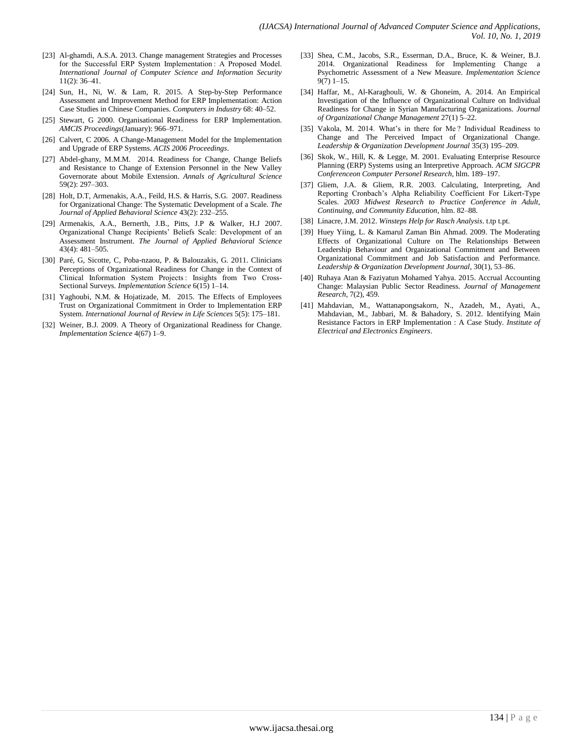[23] Al-ghamdi, A.S.A. 2013. Change management Strategies and Processes for the Successful ERP System Implementation : A Proposed Model. *International Journal of Computer Science and Information Security* 11(2): 36–41.

[24] Sun, H., Ni, W. & Lam, R. 2015. A Step-by-Step Performance Assessment and Improvement Method for ERP Implementation: Action Case Studies in Chinese Companies. *Computers in Industry* 68: 40–52.

[25] Stewart, G 2000. Organisational Readiness for ERP Implementation. *AMCIS Proceedings*(January): 966–971.

[26] Calvert, C 2006. A Change-Management Model for the Implementation and Upgrade of ERP Systems. *ACIS 2006 Proceedings*.

[27] Abdel-ghany, M.M.M. 2014. Readiness for Change, Change Beliefs and Resistance to Change of Extension Personnel in the New Valley Governorate about Mobile Extension. *Annals of Agricultural Science* 59(2): 297–303.

[28] Holt, D.T, Armenakis, A.A., Feild, H.S. & Harris, S.G. 2007. Readiness for Organizational Change: The Systematic Development of a Scale. *The Journal of Applied Behavioral Science* 43(2): 232–255.

[29] Armenakis, A.A., Bernerth, J.B., Pitts, J.P & Walker, H.J 2007. Organizational Change Recipients' Beliefs Scale: Development of an Assessment Instrument. *The Journal of Applied Behavioral Science* 43(4): 481–505.

[30] Paré, G, Sicotte, C, Poba-nzaou, P. & Balouzakis, G. 2011. Clinicians Perceptions of Organizational Readiness for Change in the Context of Clinical Information System Projects : Insights from Two Cross-Sectional Surveys. *Implementation Science* 6(15) 1–14.

[31] Yaghoubi, N.M. & Hojatizade, M. 2015. The Effects of Employees Trust on Organizational Commitment in Order to Implementation ERP System. *International Journal of Review in Life Sciences* 5(5): 175–181.

[32] Weiner, B.J. 2009. A Theory of Organizational Readiness for Change. *Implementation Science* 4(67) 1–9.

[33] Shea, C.M., Jacobs, S.R., Esserman, D.A., Bruce, K. & Weiner, B.J. 2014. Organizational Readiness for Implementing Change a Psychometric Assessment of a New Measure. *Implementation Science* 9(7) 1–15.

[34] Haffar, M., Al-Karaghouli, W. & Ghoneim, A. 2014. An Empirical Investigation of the Influence of Organizational Culture on Individual Readiness for Change in Syrian Manufacturing Organizations. *Journal of Organizational Change Management* 27(1) 5–22.

[35] Vakola, M. 2014. What's in there for Me ? Individual Readiness to Change and The Perceived Impact of Organizational Change. *Leadership & Organization Development Journal* 35(3) 195–209.

[36] Skok, W., Hill, K. & Legge, M. 2001. Evaluating Enterprise Resource Planning (ERP) Systems using an Interpretive Approach. *ACM SIGCPR Conferenceon Computer Personel Research*, hlm. 189–197.

[37] Gliem, J.A. & Gliem, R.R. 2003. Calculating, Interpreting, And Reporting Cronbach's Alpha Reliability Coefficient For Likert-Type Scales. *2003 Midwest Research to Practice Conference in Adult, Continuing, and Community Education*, hlm. 82–88.

[38] Linacre, J.M. 2012. *Winsteps Help for Rasch Analysis*. t.tp t.pt.

[39] Huey Yiing, L. & Kamarul Zaman Bin Ahmad. 2009. The Moderating Effects of Organizational Culture on The Relationships Between Leadership Behaviour and Organizational Commitment and Between Organizational Commitment and Job Satisfaction and Performance. *Leadership & Organization Development Journal*, 30(1), 53–86.

[40] Ruhaya Atan & Faziyatun Mohamed Yahya. 2015. Accrual Accounting Change: Malaysian Public Sector Readiness. *Journal of Management Research*, 7(2), 459.

[41] Mahdavian, M., Wattanapongsakorn, N., Azadeh, M., Ayati, A., Mahdavian, M., Jabbari, M. & Bahadory, S. 2012. Identifying Main Resistance Factors in ERP Implementation : A Case Study. *Institute of Electrical and Electronics Engineers*.